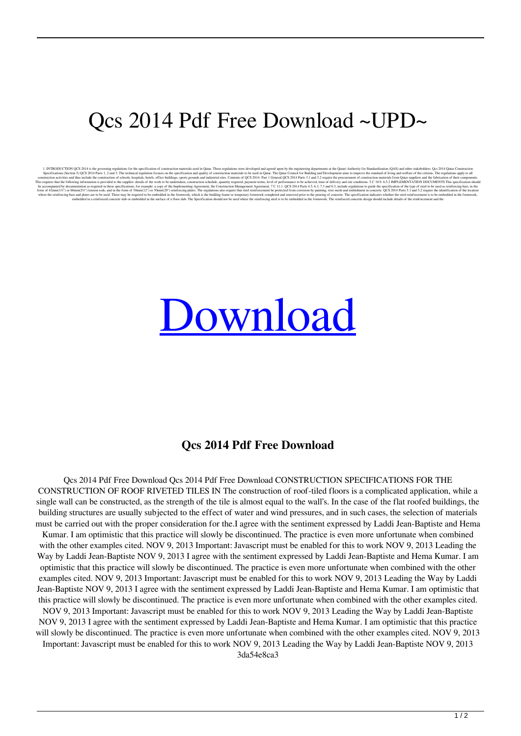# Qcs 2014 Pdf Free Download ~UPD~

1. INTRODUCTION QCS 2014 is the governing regulations for the specification of construction materials used in Qatar. These regulations were developed and agreed upon by the engineering departments at the Qatari Authority for Standardization (QAS) and other stakeholders. Qcs 2014 Qatar Construction Specifications (Section 5) QCS 2014 Parts 1, 2 and 3. The technical regulation focuses on the specification and quality of construction materials to be used in Qatar. The Qatar Council for Building and Development aims to improve the standard of living and welfare of the citizens. The regulations apply to all construction activities and thus include the construction of schools, hospitals, hotels, office buildings, sports grounds and industrial sites. Contents of QCS 2014- Part 1 General QCS 2014 Parts 3.1 and 3.2 require the procurement of construction materials from Qatar suppliers and the fabrication of their components. This requires that the following information is provided to the supplier: details of the work to be undertaken, construction schedule, quantity required, payment terms, level of performance to be achieved, time of delivery and site conditions. 5 C 10.9. 6.5.2 IMPLEMENTATION DOCUMENTS This specification should be accompanied by documentation as required in these specifications, for example: a copy of the Implementing Agreement, the Construction Management Agreement. 7 C 11.1. QCS 2014 Parts 4.5, 6.3, 7.3 and 8.3, include regulations to guide the specification of the type of steel to be used as reinforcing bars, in the form of 42mm(1¾") or 60mm(2⅜") tension rods, and in the form of 30mm(12") or 50mm(20") reinforcing plates. The regulations also require that steel reinforcement be protected from corrosion by painting, wire mesh and embedment in concrete. QCS 2014 Parts 5.1 and 5.2 require the identification of the location where the reinforcing bars and plates are to be used. These may be required to be embedded in the formwork, which is the building frame or temporary formwork completed and removed prior to the pouring of concrete. The specification indicates whether the steel reinforcement is to be embedded in the formwork, embedded in a reinforced concrete slab or embedded in the surface of a floor slab. The Specification should not be used where the reinforcing steel is to be embedded in the formwork. The reinforced concrete design should include details of the reinforcement and the

Download

### Qcs 2014 Pdf Free Download

Qcs 2014 Pdf Free Download Qcs 2014 Pdf Free Download CONSTRUCTION SPECIFICATIONS FOR THE CONSTRUCTION OF ROOF RIVETED TILES IN The construction of roof-tiled floors is a complicated application, while a single wall can be constructed, as the strength of the tile is almost equal to the wall's. In the case of the flat roofed buildings, the building structures are usually subjected to the effect of water and wind pressures, and in such cases, the selection of materials must be carried out with the proper consideration for the.I agree with the sentiment expressed by Laddi Jean-Baptiste and Hema Kumar. I am optimistic that this practice will slowly be discontinued. The practice is even more unfortunate when combined with the other examples cited. NOV 9, 2013 Important: Javascript must be enabled for this to work NOV 9, 2013 Leading the Way by Laddi Jean-Baptiste NOV 9, 2013 I agree with the sentiment expressed by Laddi Jean-Baptiste and Hema Kumar. I am optimistic that this practice will slowly be discontinued. The practice is even more unfortunate when combined with the other examples cited. NOV 9, 2013 Important: Javascript must be enabled for this to work NOV 9, 2013 Leading the Way by Laddi Jean-Baptiste NOV 9, 2013 I agree with the sentiment expressed by Laddi Jean-Baptiste and Hema Kumar. I am optimistic that this practice will slowly be discontinued. The practice is even more unfortunate when combined with the other examples cited. NOV 9, 2013 Important: Javascript must be enabled for this to work NOV 9, 2013 Leading the Way by Laddi Jean-Baptiste NOV 9, 2013 I agree with the sentiment expressed by Laddi Jean-Baptiste and Hema Kumar. I am optimistic that this practice will slowly be discontinued. The practice is even more unfortunate when combined with the other examples cited. NOV 9, 2013 Important: Javascript must be enabled for this to work NOV 9, 2013 Leading the Way by Laddi Jean-Baptiste NOV 9, 2013 3da54e8ca3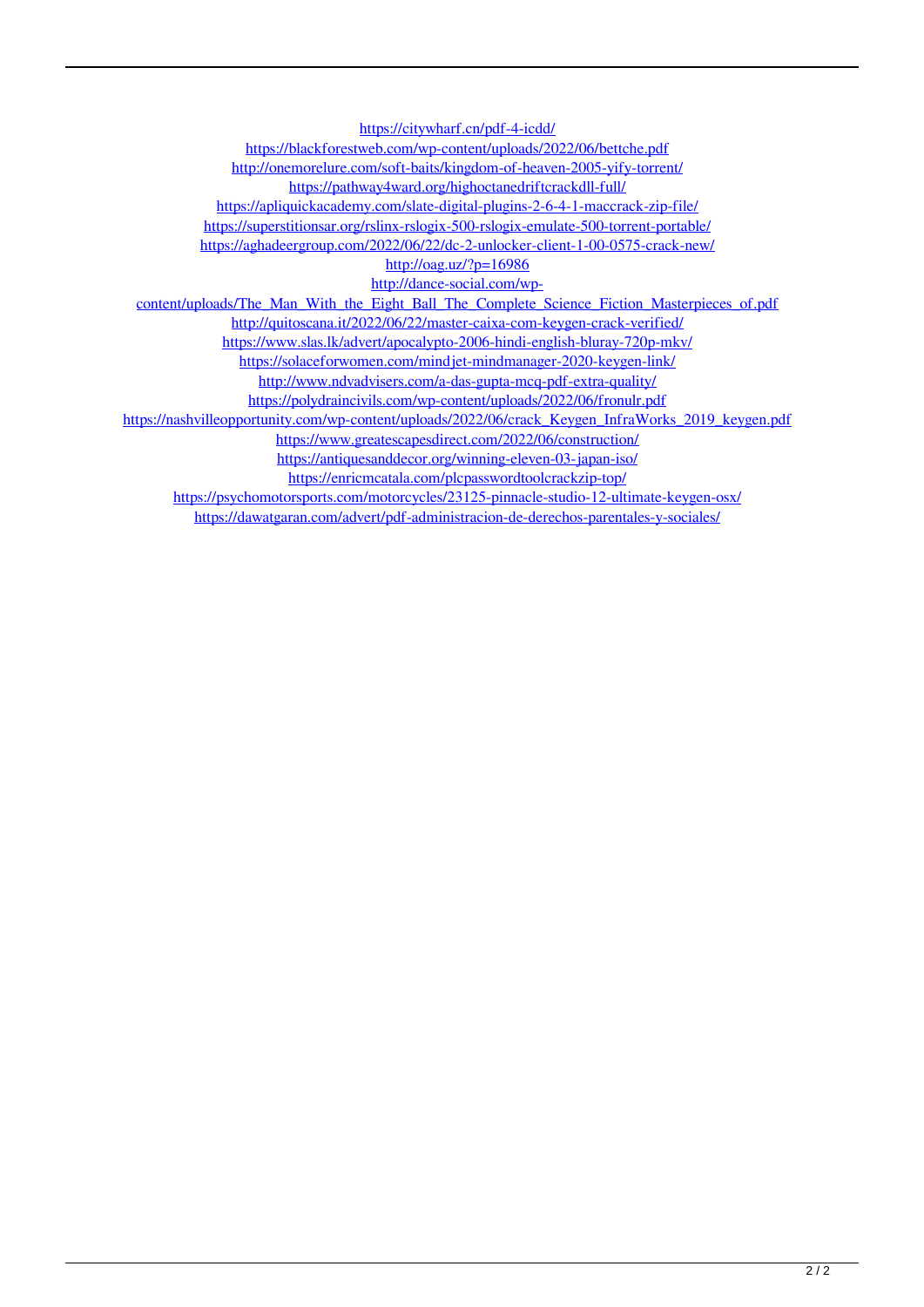https://citywharf.cn/pdf-4-icdd/
https://blackforestweb.com/wp-content/uploads/2022/06/bettche.pdf
http://onemorelure.com/soft-baits/kingdom-of-heaven-2005-yify-torrent/
https://pathway4ward.org/highoctanedriftcrackdll-full/
https://apliquickacademy.com/slate-digital-plugins-2-6-4-1-maccrack-zip-file/
https://superstitionsar.org/rslinx-rslogix-500-rslogix-emulate-500-torrent-portable/
https://aghadeergroup.com/2022/06/22/dc-2-unlocker-client-1-00-0575-crack-new/
http://oag.uz/?p=16986
http://dance-social.com/wp-content/uploads/The_Man_With_the_Eight_Ball_The_Complete_Science_Fiction_Masterpieces_of.pdf
http://quitoscana.it/2022/06/22/master-caixa-com-keygen-crack-verified/
https://www.slas.lk/advert/apocalypto-2006-hindi-english-bluray-720p-mkv/
https://solaceforwomen.com/mindjet-mindmanager-2020-keygen-link/
http://www.ndvadvisers.com/a-das-gupta-mcq-pdf-extra-quality/
https://polydraincivils.com/wp-content/uploads/2022/06/fronulr.pdf
https://nashvilleopportunity.com/wp-content/uploads/2022/06/crack_Keygen_InfraWorks_2019_keygen.pdf
https://www.greatescapesdirect.com/2022/06/construction/
https://antiquesanddecor.org/winning-eleven-03-japan-iso/
https://enricmcatala.com/plcpasswordtoolcrackzip-top/
https://psychomotorsports.com/motorcycles/23125-pinnacle-studio-12-ultimate-keygen-osx/
https://dawatgaran.com/advert/pdf-administracion-de-derechos-parentales-y-sociales/